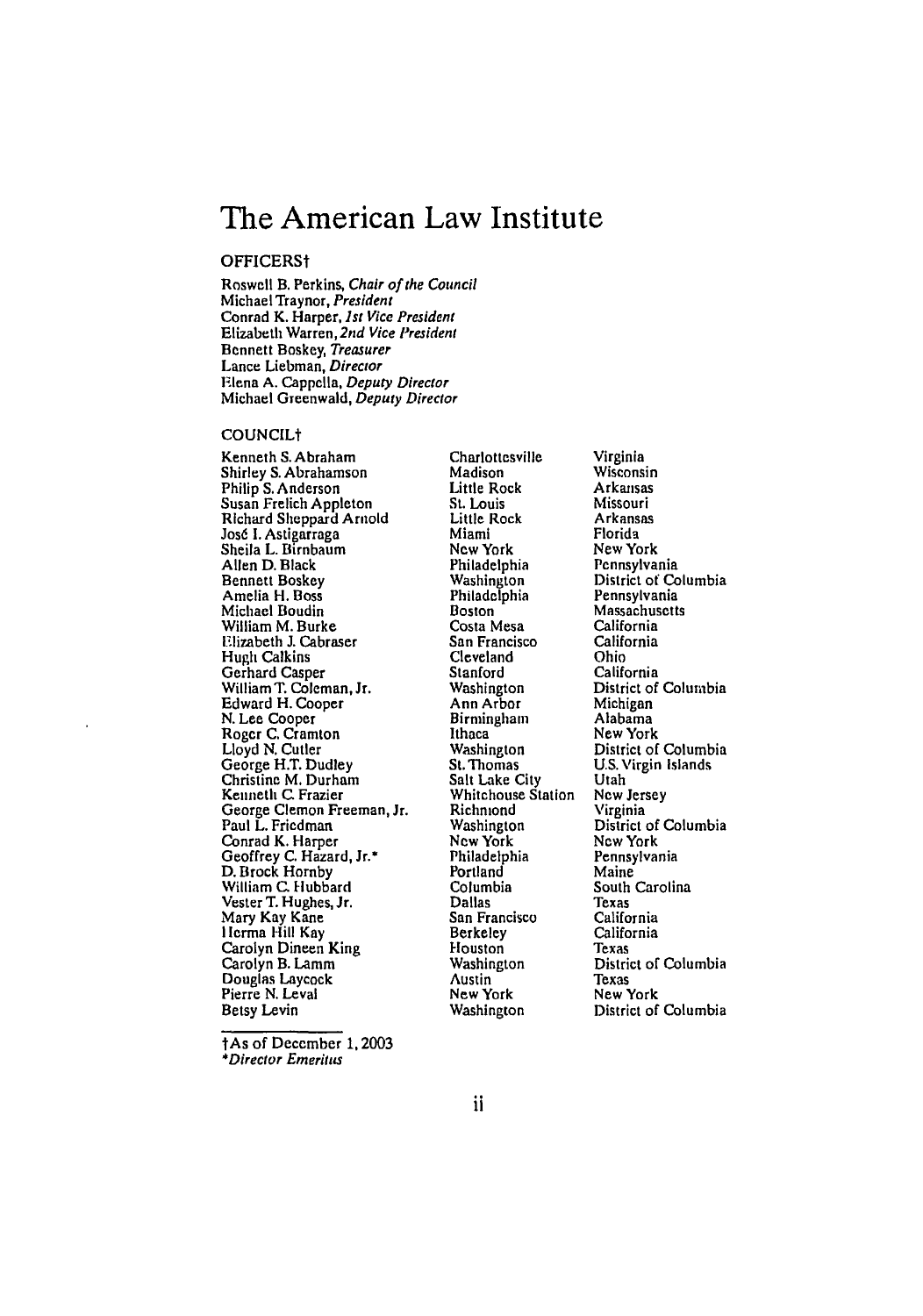# The American Law Institute

## OFFICERS†

Roswell B. Perkins, *Chair of the Council*
Michael Traynor, *President*
Conrad K. Harper, *1st Vice President*
Elizabeth Warren, *2nd Vice President*
Bennett Boskey, *Treasurer*
Lance Liebman, *Director*
Elena A. Cappella, *Deputy Director*
Michael Greenwald, *Deputy Director*

## COUNCIL†

| Name | City | State |
|---|---|---|
| Kenneth S. Abraham | Charlottesville | Virginia |
| Shirley S. Abrahamson | Madison | Wisconsin |
| Philip S. Anderson | Little Rock | Arkansas |
| Susan Frelich Appleton | St. Louis | Missouri |
| Richard Sheppard Arnold | Little Rock | Arkansas |
| José I. Astigarraga | Miami | Florida |
| Sheila L. Birnbaum | New York | New York |
| Allen D. Black | Philadelphia | Pennsylvania |
| Bennett Boskey | Washington | District of Columbia |
| Amelia H. Boss | Philadelphia | Pennsylvania |
| Michael Boudin | Boston | Massachusetts |
| William M. Burke | Costa Mesa | California |
| Elizabeth J. Cabraser | San Francisco | California |
| Hugh Calkins | Cleveland | Ohio |
| Gerhard Casper | Stanford | California |
| William T. Coleman, Jr. | Washington | District of Columbia |
| Edward H. Cooper | Ann Arbor | Michigan |
| N. Lee Cooper | Birmingham | Alabama |
| Roger C. Cramton | Ithaca | New York |
| Lloyd N. Cutler | Washington | District of Columbia |
| George H.T. Dudley | St. Thomas | U.S. Virgin Islands |
| Christine M. Durham | Salt Lake City | Utah |
| Kenneth C. Frazier | Whitehouse Station | New Jersey |
| George Clemon Freeman, Jr. | Richmond | Virginia |
| Paul L. Friedman | Washington | District of Columbia |
| Conrad K. Harper | New York | New York |
| Geoffrey C. Hazard, Jr.* | Philadelphia | Pennsylvania |
| D. Brock Hornby | Portland | Maine |
| William C. Hubbard | Columbia | South Carolina |
| Vester T. Hughes, Jr. | Dallas | Texas |
| Mary Kay Kane | San Francisco | California |
| Herma Hill Kay | Berkeley | California |
| Carolyn Dineen King | Houston | Texas |
| Carolyn B. Lamm | Washington | District of Columbia |
| Douglas Laycock | Austin | Texas |
| Pierre N. Leval | New York | New York |
| Betsy Levin | Washington | District of Columbia |

†As of December 1, 2003
*Director Emeritus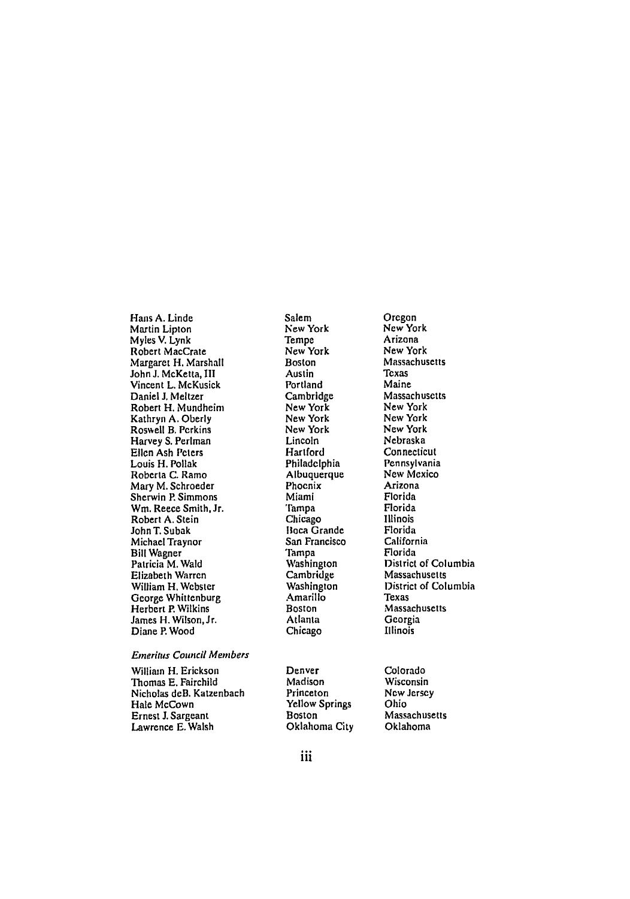| | | |
|---|---|---|
| Hans A. Linde | Salem | Oregon |
| Martin Lipton | New York | New York |
| Myles V. Lynk | Tempe | Arizona |
| Robert MacCrate | New York | New York |
| Margaret H. Marshall | Boston | Massachusetts |
| John J. McKetta, III | Austin | Texas |
| Vincent L. McKusick | Portland | Maine |
| Daniel J. Meltzer | Cambridge | Massachusetts |
| Robert H. Mundheim | New York | New York |
| Kathryn A. Oberly | New York | New York |
| Roswell B. Perkins | New York | New York |
| Harvey S. Perlman | Lincoln | Nebraska |
| Ellen Ash Peters | Hartford | Connecticut |
| Louis H. Pollak | Philadelphia | Pennsylvania |
| Roberta C. Ramo | Albuquerque | New Mexico |
| Mary M. Schroeder | Phoenix | Arizona |
| Sherwin P. Simmons | Miami | Florida |
| Wm. Reece Smith, Jr. | Tampa | Florida |
| Robert A. Stein | Chicago | Illinois |
| John T. Subak | Boca Grande | Florida |
| Michael Traynor | San Francisco | California |
| Bill Wagner | Tampa | Florida |
| Patricia M. Wald | Washington | District of Columbia |
| Elizabeth Warren | Cambridge | Massachusetts |
| William H. Webster | Washington | District of Columbia |
| George Whittenburg | Amarillo | Texas |
| Herbert P. Wilkins | Boston | Massachusetts |
| James H. Wilson, Jr. | Atlanta | Georgia |
| Diane P. Wood | Chicago | Illinois |

*Emeritus Council Members*

| | | |
|---|---|---|
| William H. Erickson | Denver | Colorado |
| Thomas E. Fairchild | Madison | Wisconsin |
| Nicholas deB. Katzenbach | Princeton | New Jersey |
| Hale McCown | Yellow Springs | Ohio |
| Ernest J. Sargeant | Boston | Massachusetts |
| Lawrence E. Walsh | Oklahoma City | Oklahoma |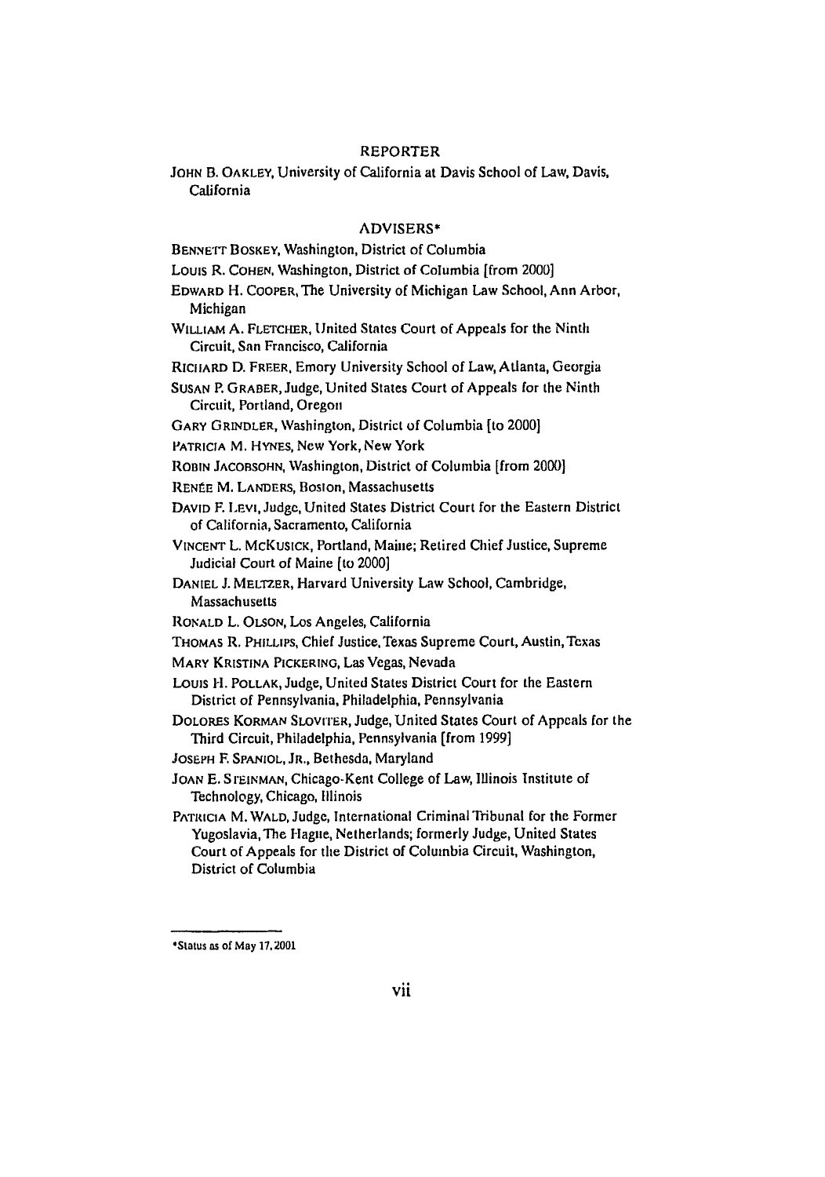## REPORTER

JOHN B. OAKLEY, University of California at Davis School of Law, Davis, California

## ADVISERS*

BENNETT BOSKEY, Washington, District of Columbia

LOUIS R. COHEN, Washington, District of Columbia [from 2000]

EDWARD H. COOPER, The University of Michigan Law School, Ann Arbor, Michigan

WILLIAM A. FLETCHER, United States Court of Appeals for the Ninth Circuit, San Francisco, California

RICHARD D. FREER, Emory University School of Law, Atlanta, Georgia

SUSAN P. GRABER, Judge, United States Court of Appeals for the Ninth Circuit, Portland, Oregon

GARY GRINDLER, Washington, District of Columbia [to 2000]

PATRICIA M. HYNES, New York, New York

ROBIN JACOBSOHN, Washington, District of Columbia [from 2000]

RENÉE M. LANDERS, Boston, Massachusetts

DAVID F. LEVI, Judge, United States District Court for the Eastern District of California, Sacramento, California

VINCENT L. MCKUSICK, Portland, Maine; Retired Chief Justice, Supreme Judicial Court of Maine [to 2000]

DANIEL J. MELTZER, Harvard University Law School, Cambridge, Massachusetts

RONALD L. OLSON, Los Angeles, California

THOMAS R. PHILLIPS, Chief Justice, Texas Supreme Court, Austin, Texas

MARY KRISTINA PICKERING, Las Vegas, Nevada

LOUIS H. POLLAK, Judge, United States District Court for the Eastern District of Pennsylvania, Philadelphia, Pennsylvania

DOLORES KORMAN SLOVITER, Judge, United States Court of Appeals for the Third Circuit, Philadelphia, Pennsylvania [from 1999]

JOSEPH F. SPANIOL, JR., Bethesda, Maryland

JOAN E. STEINMAN, Chicago-Kent College of Law, Illinois Institute of Technology, Chicago, Illinois

PATRICIA M. WALD, Judge, International Criminal Tribunal for the Former Yugoslavia, The Hague, Netherlands; formerly Judge, United States Court of Appeals for the District of Columbia Circuit, Washington, District of Columbia

---

*Status as of May 17, 2001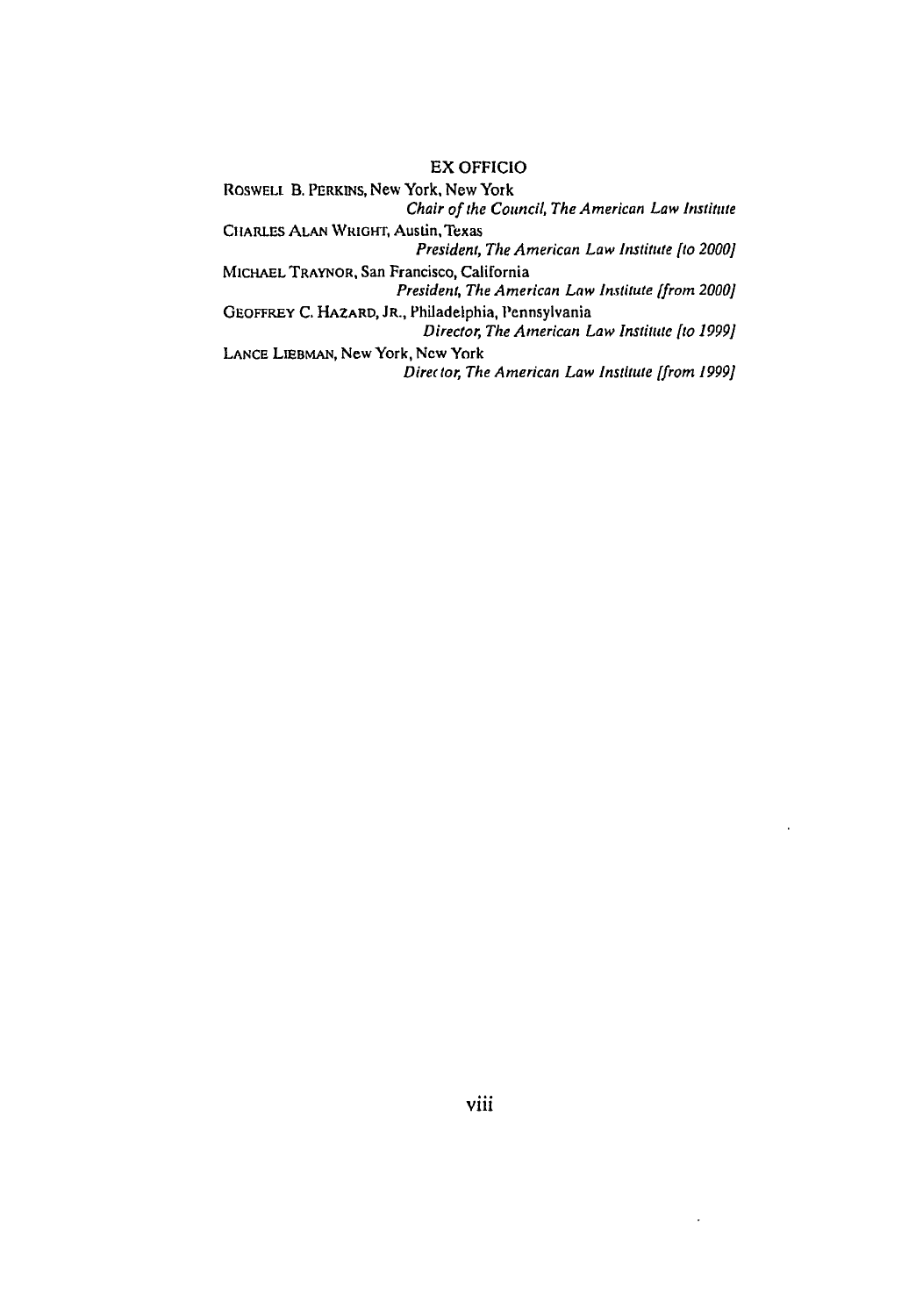## EX OFFICIO

ROSWELL B. PERKINS, New York, New York
*Chair of the Council, The American Law Institute*

CHARLES ALAN WRIGHT, Austin, Texas
*President, The American Law Institute [to 2000]*

MICHAEL TRAYNOR, San Francisco, California
*President, The American Law Institute [from 2000]*

GEOFFREY C. HAZARD, JR., Philadelphia, Pennsylvania
*Director, The American Law Institute [to 1999]*

LANCE LIEBMAN, New York, New York
*Director, The American Law Institute [from 1999]*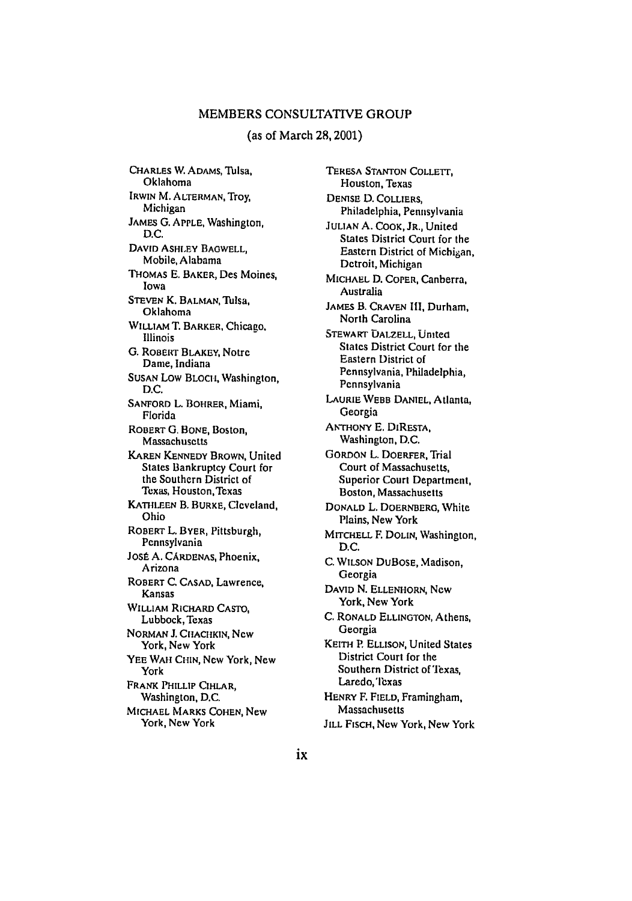## MEMBERS CONSULTATIVE GROUP

(as of March 28, 2001)

CHARLES W. ADAMS, Tulsa, Oklahoma

IRWIN M. ALTERMAN, Troy, Michigan

JAMES G. APPLE, Washington, D.C.

DAVID ASHLEY BAGWELL, Mobile, Alabama

THOMAS E. BAKER, Des Moines, Iowa

STEVEN K. BALMAN, Tulsa, Oklahoma

WILLIAM T. BARKER, Chicago, Illinois

G. ROBERT BLAKEY, Notre Dame, Indiana

SUSAN LOW BLOCH, Washington, D.C.

SANFORD L. BOHRER, Miami, Florida

ROBERT G. BONE, Boston, Massachusetts

KAREN KENNEDY BROWN, United States Bankruptcy Court for the Southern District of Texas, Houston, Texas

KATHLEEN B. BURKE, Cleveland, Ohio

ROBERT L. BYER, Pittsburgh, Pennsylvania

JOSÉ A. CÁRDENAS, Phoenix, Arizona

ROBERT C. CASAD, Lawrence, Kansas

WILLIAM RICHARD CASTO, Lubbock, Texas

NORMAN J. CHACHKIN, New York, New York

YEE WAH CHIN, New York, New York

FRANK PHILLIP CIHLAR, Washington, D.C.

MICHAEL MARKS COHEN, New York, New York

TERESA STANTON COLLETT, Houston, Texas

DENISE D. COLLIERS, Philadelphia, Pennsylvania

JULIAN A. COOK, JR., United States District Court for the Eastern District of Michigan, Detroit, Michigan

MICHAEL D. COPER, Canberra, Australia

JAMES B. CRAVEN III, Durham, North Carolina

STEWART DALZELL, United States District Court for the Eastern District of Pennsylvania, Philadelphia, Pennsylvania

LAURIE WEBB DANIEL, Atlanta, Georgia

ANTHONY E. DIRESTA, Washington, D.C.

GORDON L. DOERFER, Trial Court of Massachusetts, Superior Court Department, Boston, Massachusetts

DONALD L. DOERNBERG, White Plains, New York

MITCHELL F. DOLIN, Washington, D.C.

C. WILSON DUBOSE, Madison, Georgia

DAVID N. ELLENHORN, New York, New York

C. RONALD ELLINGTON, Athens, Georgia

KEITH P. ELLISON, United States District Court for the Southern District of Texas, Laredo, Texas

HENRY F. FIELD, Framingham, Massachusetts

JILL FISCH, New York, New York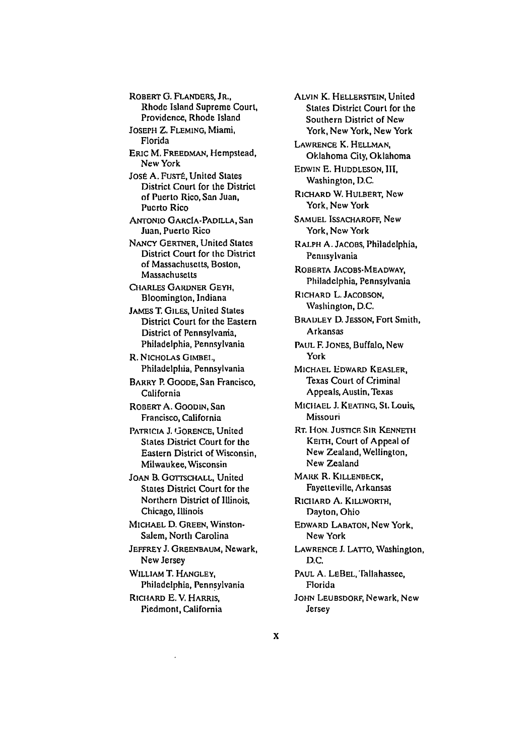ROBERT G. FLANDERS, JR., Rhode Island Supreme Court, Providence, Rhode Island

JOSEPH Z. FLEMING, Miami, Florida

ERIC M. FREEDMAN, Hempstead, New York

JOSÉ A. FUSTÉ, United States District Court for the District of Puerto Rico, San Juan, Puerto Rico

ANTONIO GARCÍA-PADILLA, San Juan, Puerto Rico

NANCY GERTNER, United States District Court for the District of Massachusetts, Boston, Massachusetts

CHARLES GARDNER GEYH, Bloomington, Indiana

JAMES T. GILES, United States District Court for the Eastern District of Pennsylvania, Philadelphia, Pennsylvania

R. NICHOLAS GIMBEL, Philadelphia, Pennsylvania

BARRY P. GOODE, San Francisco, California

ROBERT A. GOODIN, San Francisco, California

PATRICIA J. GORENCE, United States District Court for the Eastern District of Wisconsin, Milwaukee, Wisconsin

JOAN B. GOTTSCHALL, United States District Court for the Northern District of Illinois, Chicago, Illinois

MICHAEL D. GREEN, Winston-Salem, North Carolina

JEFFREY J. GREENBAUM, Newark, New Jersey

WILLIAM T. HANGLEY, Philadelphia, Pennsylvania

RICHARD E. V. HARRIS, Piedmont, California

ALVIN K. HELLERSTEIN, United States District Court for the Southern District of New York, New York, New York

LAWRENCE K. HELLMAN, Oklahoma City, Oklahoma

EDWIN E. HUDDLESON, III, Washington, D.C.

RICHARD W. HULBERT, New York, New York

SAMUEL ISSACHAROFF, New York, New York

RALPH A. JACOBS, Philadelphia, Pennsylvania

ROBERTA JACOBS-MEADWAY, Philadelphia, Pennsylvania

RICHARD L. JACOBSON, Washington, D.C.

BRADLEY D. JESSON, Fort Smith, Arkansas

PAUL F. JONES, Buffalo, New York

MICHAEL EDWARD KEASLER, Texas Court of Criminal Appeals, Austin, Texas

MICHAEL J. KEATING, St. Louis, Missouri

RT. HON. JUSTICE SIR KENNETH KEITH, Court of Appeal of New Zealand, Wellington, New Zealand

MARK R. KILLENBECK, Fayetteville, Arkansas

RICHARD A. KILLWORTH, Dayton, Ohio

EDWARD LABATON, New York, New York

LAWRENCE J. LATTO, Washington, D.C.

PAUL A. LEBEL, Tallahassee, Florida

JOHN LEUBSDORF, Newark, New Jersey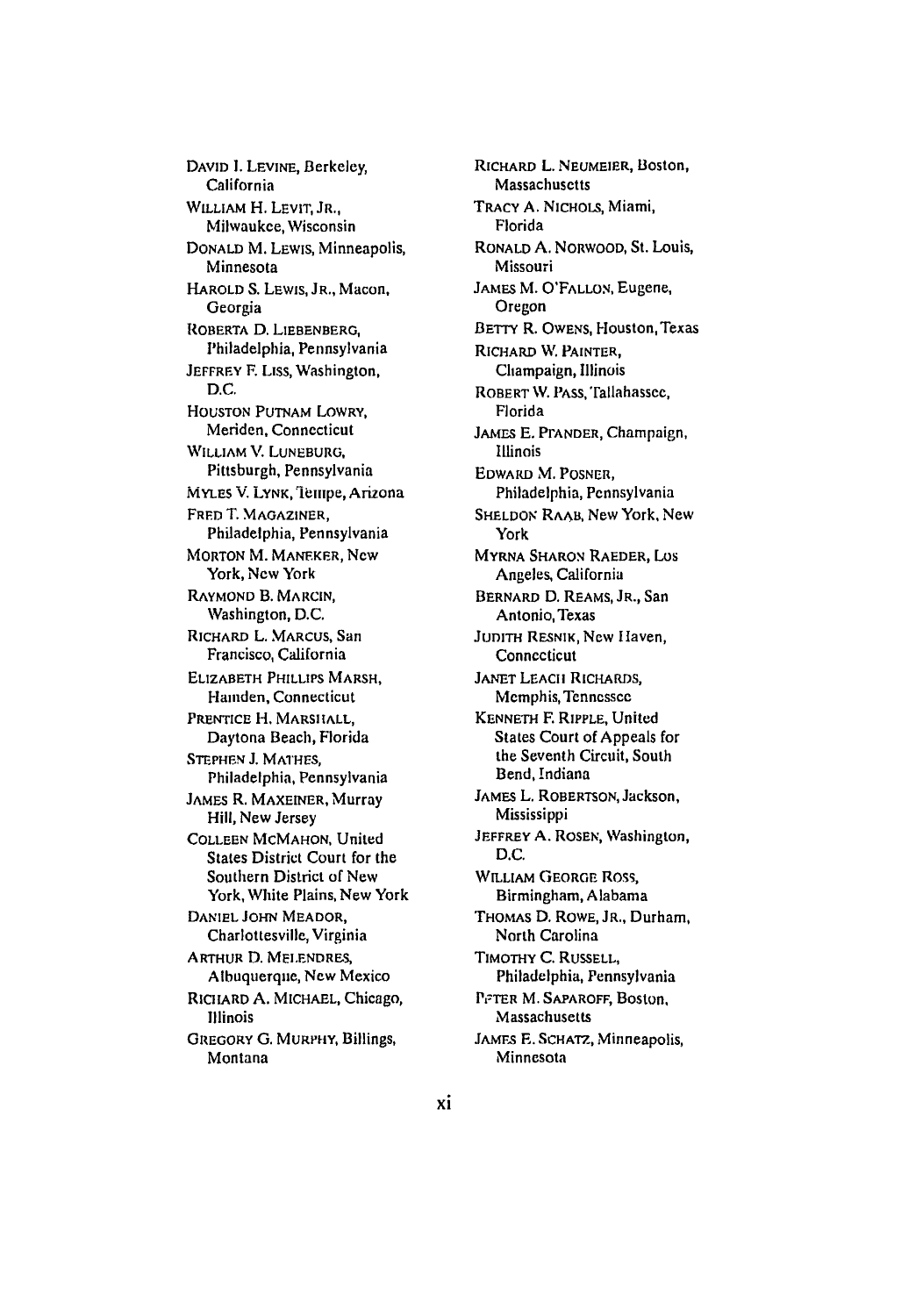David I. Levine, Berkeley, California

William H. Levit, Jr., Milwaukee, Wisconsin

Donald M. Lewis, Minneapolis, Minnesota

Harold S. Lewis, Jr., Macon, Georgia

Roberta D. Liebenberg, Philadelphia, Pennsylvania

Jeffrey F. Liss, Washington, D.C.

Houston Putnam Lowry, Meriden, Connecticut

William V. Luneburg, Pittsburgh, Pennsylvania

Myles V. Lynk, Tempe, Arizona

Fred T. Magaziner, Philadelphia, Pennsylvania

Morton M. Maneker, New York, New York

Raymond B. Marcin, Washington, D.C.

Richard L. Marcus, San Francisco, California

Elizabeth Phillips Marsh, Hamden, Connecticut

Prentice H. Marshall, Daytona Beach, Florida

Stephen J. Mathes, Philadelphia, Pennsylvania

James R. Maxeiner, Murray Hill, New Jersey

Colleen McMahon, United States District Court for the Southern District of New York, White Plains, New York

Daniel John Meador, Charlottesville, Virginia

Arthur D. Melendres, Albuquerque, New Mexico

Richard A. Michael, Chicago, Illinois

Gregory G. Murphy, Billings, Montana

Richard L. Neumeier, Boston, Massachusetts

Tracy A. Nichols, Miami, Florida

Ronald A. Norwood, St. Louis, Missouri

James M. O'Fallon, Eugene, Oregon

Betty R. Owens, Houston, Texas

Richard W. Painter, Champaign, Illinois

Robert W. Pass, Tallahassee, Florida

James E. Pfander, Champaign, Illinois

Edward M. Posner, Philadelphia, Pennsylvania

Sheldon Raab, New York, New York

Myrna Sharon Raeder, Los Angeles, California

Bernard D. Reams, Jr., San Antonio, Texas

Judith Resnik, New Haven, Connecticut

Janet Leach Richards, Memphis, Tennessee

Kenneth F. Ripple, United States Court of Appeals for the Seventh Circuit, South Bend, Indiana

James L. Robertson, Jackson, Mississippi

Jeffrey A. Rosen, Washington, D.C.

William George Ross, Birmingham, Alabama

Thomas D. Rowe, Jr., Durham, North Carolina

Timothy C. Russell, Philadelphia, Pennsylvania

Peter M. Saparoff, Boston, Massachusetts

James E. Schatz, Minneapolis, Minnesota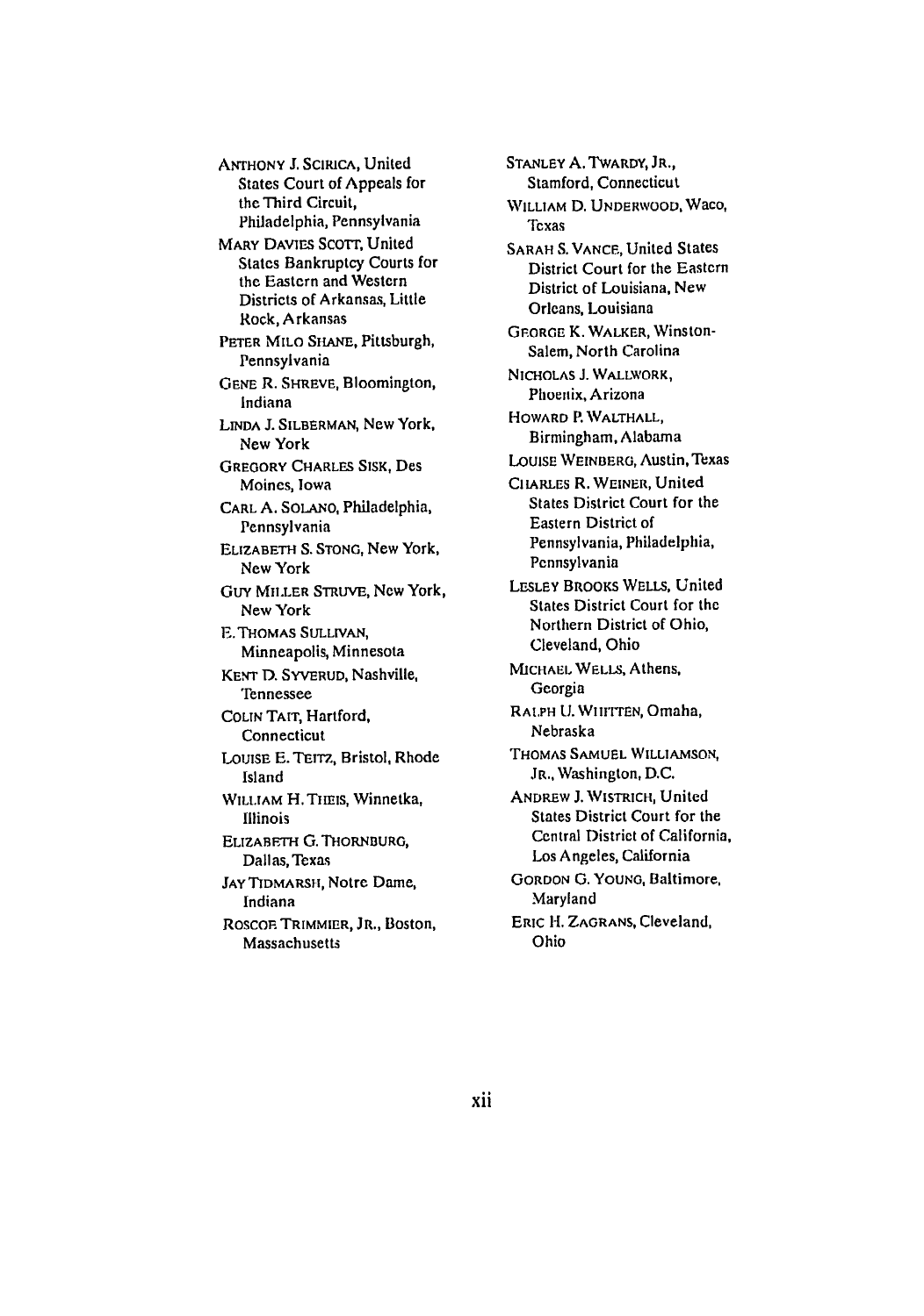ANTHONY J. SCIRICA, United States Court of Appeals for the Third Circuit, Philadelphia, Pennsylvania

MARY DAVIES SCOTT, United States Bankruptcy Courts for the Eastern and Western Districts of Arkansas, Little Rock, Arkansas

PETER MILO SHANE, Pittsburgh, Pennsylvania

GENE R. SHREVE, Bloomington, Indiana

LINDA J. SILBERMAN, New York, New York

GREGORY CHARLES SISK, Des Moines, Iowa

CARL A. SOLANO, Philadelphia, Pennsylvania

ELIZABETH S. STONG, New York, New York

GUY MILLER STRUVE, New York, New York

E. THOMAS SULLIVAN, Minneapolis, Minnesota

KENT D. SYVERUD, Nashville, Tennessee

COLIN TAIT, Hartford, Connecticut

LOUISE E. TEITZ, Bristol, Rhode Island

WILLIAM H. THEIS, Winnetka, Illinois

ELIZABETH G. THORNBURG, Dallas, Texas

JAY TIDMARSH, Notre Dame, Indiana

ROSCOE TRIMMIER, JR., Boston, Massachusetts

STANLEY A. TWARDY, JR., Stamford, Connecticut

WILLIAM D. UNDERWOOD, Waco, Texas

SARAH S. VANCE, United States District Court for the Eastern District of Louisiana, New Orleans, Louisiana

GEORGE K. WALKER, Winston-Salem, North Carolina

NICHOLAS J. WALLWORK, Phoenix, Arizona

HOWARD P. WALTHALL, Birmingham, Alabama

LOUISE WEINBERG, Austin, Texas

CHARLES R. WEINER, United States District Court for the Eastern District of Pennsylvania, Philadelphia, Pennsylvania

LESLEY BROOKS WELLS, United States District Court for the Northern District of Ohio, Cleveland, Ohio

MICHAEL WELLS, Athens, Georgia

RALPH U. WHITTEN, Omaha, Nebraska

THOMAS SAMUEL WILLIAMSON, JR., Washington, D.C.

ANDREW J. WISTRICH, United States District Court for the Central District of California, Los Angeles, California

GORDON G. YOUNG, Baltimore, Maryland

ERIC H. ZAGRANS, Cleveland, Ohio